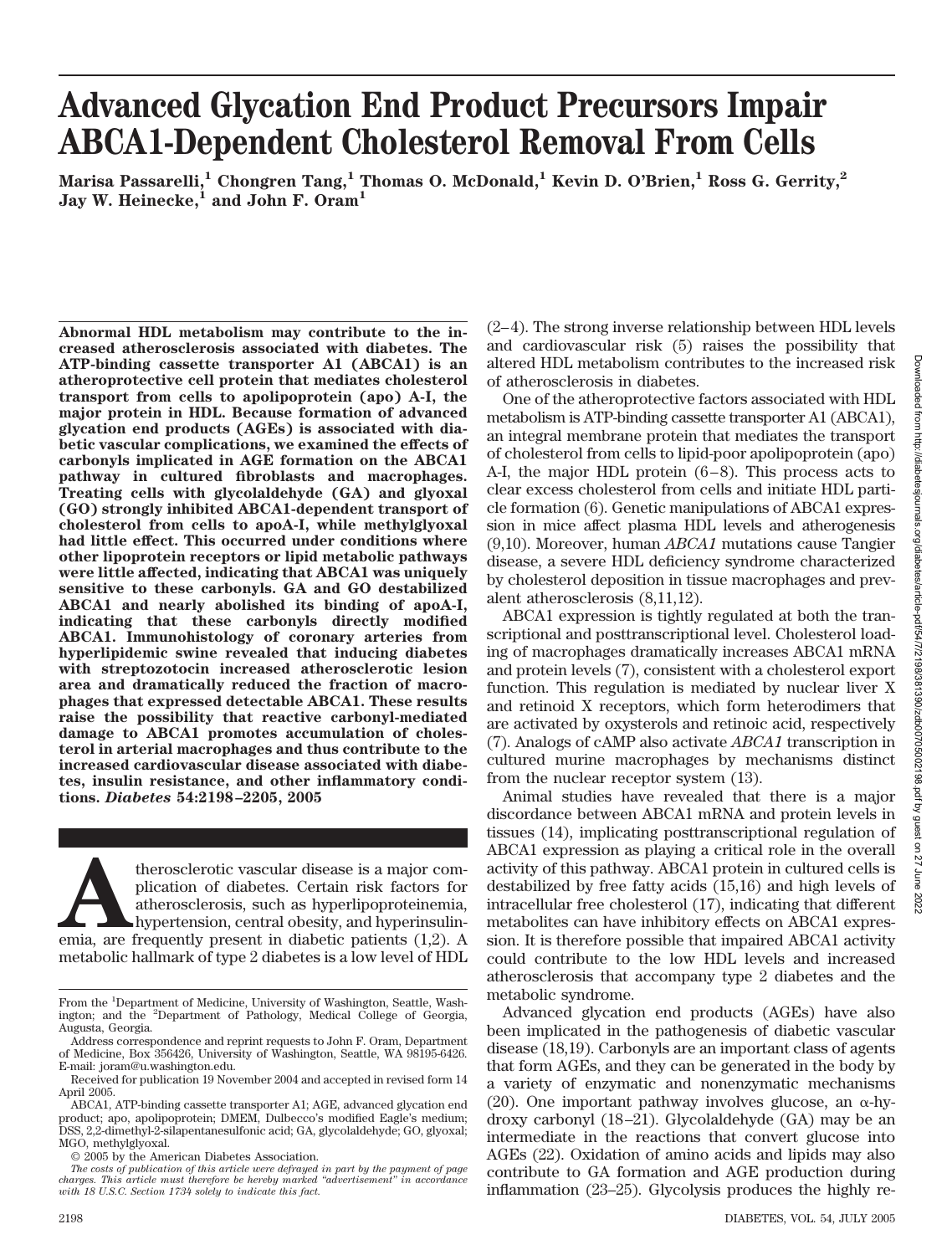# Advanced Glycation End Product Precursors Impair ABCA1-Dependent Cholesterol Removal From Cells

**Marisa Passarelli,[1] Chongren Tang,[1] Thomas O. McDonald,[1] Kevin D. O'Brien,[1] Ross G. Gerrity,[2] Jay W. Heinecke,[1] and John F. Oram[1]**

**Abnormal HDL metabolism may contribute to the increased atherosclerosis associated with diabetes. The ATP-binding cassette transporter A1 (ABCA1) is an atheroprotective cell protein that mediates cholesterol transport from cells to apolipoprotein (apo) A-I, the major protein in HDL. Because formation of advanced glycation end products (AGEs) is associated with diabetic vascular complications, we examined the effects of carbonyls implicated in AGE formation on the ABCA1 pathway in cultured fibroblasts and macrophages. Treating cells with glycolaldehyde (GA) and glyoxal (GO) strongly inhibited ABCA1-dependent transport of cholesterol from cells to apoA-I, while methylglyoxal had little effect. This occurred under conditions where other lipoprotein receptors or lipid metabolic pathways were little affected, indicating that ABCA1 was uniquely sensitive to these carbonyls. GA and GO destabilized ABCA1 and nearly abolished its binding of apoA-I, indicating that these carbonyls directly modified ABCA1. Immunohistology of coronary arteries from hyperlipidemic swine revealed that inducing diabetes with streptozotocin increased atherosclerotic lesion area and dramatically reduced the fraction of macrophages that expressed detectable ABCA1. These results raise the possibility that reactive carbonyl-mediated damage to ABCA1 promotes accumulation of cholesterol in arterial macrophages and thus contribute to the increased cardiovascular disease associated with diabetes, insulin resistance, and other inflammatory conditions.** ***Diabetes* 54:2198–2205, 2005**

Atherosclerotic vascular disease is a major complication of diabetes. Certain risk factors for atherosclerosis, such as hyperlipoproteinemia, hypertension, central obesity, and hyperinsulinemia, are frequently present in diabetic patients (1,2). A metabolic hallmark of type 2 diabetes is a low level of HDL (2–4). The strong inverse relationship between HDL levels and cardiovascular risk (5) raises the possibility that altered HDL metabolism contributes to the increased risk of atherosclerosis in diabetes.

One of the atheroprotective factors associated with HDL metabolism is ATP-binding cassette transporter A1 (ABCA1), an integral membrane protein that mediates the transport of cholesterol from cells to lipid-poor apolipoprotein (apo) A-I, the major HDL protein (6–8). This process acts to clear excess cholesterol from cells and initiate HDL particle formation (6). Genetic manipulations of ABCA1 expression in mice affect plasma HDL levels and atherogenesis (9,10). Moreover, human *ABCA1* mutations cause Tangier disease, a severe HDL deficiency syndrome characterized by cholesterol deposition in tissue macrophages and prevalent atherosclerosis (8,11,12).

ABCA1 expression is tightly regulated at both the transcriptional and posttranscriptional level. Cholesterol loading of macrophages dramatically increases ABCA1 mRNA and protein levels (7), consistent with a cholesterol export function. This regulation is mediated by nuclear liver X and retinoid X receptors, which form heterodimers that are activated by oxysterols and retinoic acid, respectively (7). Analogs of cAMP also activate *ABCA1* transcription in cultured murine macrophages by mechanisms distinct from the nuclear receptor system (13).

Animal studies have revealed that there is a major discordance between ABCA1 mRNA and protein levels in tissues (14), implicating posttranscriptional regulation of ABCA1 expression as playing a critical role in the overall activity of this pathway. ABCA1 protein in cultured cells is destabilized by free fatty acids (15,16) and high levels of intracellular free cholesterol (17), indicating that different metabolites can have inhibitory effects on ABCA1 expression. It is therefore possible that impaired ABCA1 activity could contribute to the low HDL levels and increased atherosclerosis that accompany type 2 diabetes and the metabolic syndrome.

Advanced glycation end products (AGEs) have also been implicated in the pathogenesis of diabetic vascular disease (18,19). Carbonyls are an important class of agents that form AGEs, and they can be generated in the body by a variety of enzymatic and nonenzymatic mechanisms (20). One important pathway involves glucose, an α-hydroxy carbonyl (18–21). Glycolaldehyde (GA) may be an intermediate in the reactions that convert glucose into AGEs (22). Oxidation of amino acids and lipids may also contribute to GA formation and AGE production during inflammation (23–25). Glycolysis produces the highly re-

From the [1]Department of Medicine, University of Washington, Seattle, Washington; and the [2]Department of Pathology, Medical College of Georgia, Augusta, Georgia.

Address correspondence and reprint requests to John F. Oram, Department of Medicine, Box 356426, University of Washington, Seattle, WA 98195-6426. E-mail: joram@u.washington.edu.

Received for publication 19 November 2004 and accepted in revised form 14 April 2005.

ABCA1, ATP-binding cassette transporter A1; AGE, advanced glycation end product; apo, apolipoprotein; DMEM, Dulbecco's modified Eagle's medium; DSS, 2,2-dimethyl-2-silapentanesulfonic acid; GA, glycolaldehyde; GO, glyoxal; MGO, methylglyoxal.

© 2005 by the American Diabetes Association.

*The costs of publication of this article were defrayed in part by the payment of page charges. This article must therefore be hereby marked "advertisement" in accordance with 18 U.S.C. Section 1734 solely to indicate this fact.*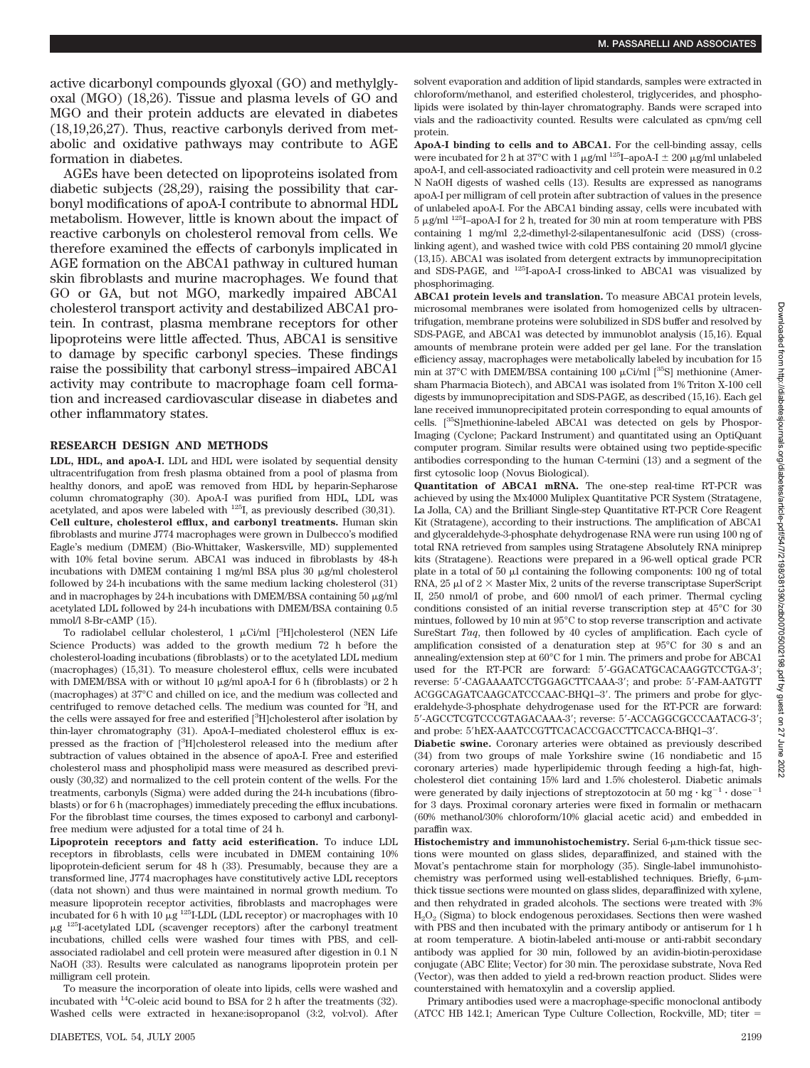active dicarbonyl compounds glyoxal (GO) and methylglyoxal (MGO) (18,26). Tissue and plasma levels of GO and MGO and their protein adducts are elevated in diabetes (18,19,26,27). Thus, reactive carbonyls derived from metabolic and oxidative pathways may contribute to AGE formation in diabetes.

AGEs have been detected on lipoproteins isolated from diabetic subjects (28,29), raising the possibility that carbonyl modifications of apoA-I contribute to abnormal HDL metabolism. However, little is known about the impact of reactive carbonyls on cholesterol removal from cells. We therefore examined the effects of carbonyls implicated in AGE formation on the ABCA1 pathway in cultured human skin fibroblasts and murine macrophages. We found that GO or GA, but not MGO, markedly impaired ABCA1 cholesterol transport activity and destabilized ABCA1 protein. In contrast, plasma membrane receptors for other lipoproteins were little affected. Thus, ABCA1 is sensitive to damage by specific carbonyl species. These findings raise the possibility that carbonyl stress–impaired ABCA1 activity may contribute to macrophage foam cell formation and increased cardiovascular disease in diabetes and other inflammatory states.

## RESEARCH DESIGN AND METHODS

**LDL, HDL, and apoA-I.** LDL and HDL were isolated by sequential density ultracentrifugation from fresh plasma obtained from a pool of plasma from healthy donors, and apoE was removed from HDL by heparin-Sepharose column chromatography (30). ApoA-I was purified from HDL, LDL was acetylated, and apos were labeled with $^{125}$I, as previously described (30,31).

**Cell culture, cholesterol efflux, and carbonyl treatments.** Human skin fibroblasts and murine J774 macrophages were grown in Dulbecco's modified Eagle's medium (DMEM) (Bio-Whittaker, Waskersville, MD) supplemented with 10% fetal bovine serum. ABCA1 was induced in fibroblasts by 48-h incubations with DMEM containing 1 mg/ml BSA plus 30 μg/ml cholesterol followed by 24-h incubations with the same medium lacking cholesterol (31) and in macrophages by 24-h incubations with DMEM/BSA containing 50 μg/ml acetylated LDL followed by 24-h incubations with DMEM/BSA containing 0.5 mmol/l 8-Br-cAMP (15).

To radiolabel cellular cholesterol, 1 μCi/ml [$^3$H]cholesterol (NEN Life Science Products) was added to the growth medium 72 h before the cholesterol-loading incubations (fibroblasts) or to the acetylated LDL medium (macrophages) (15,31). To measure cholesterol efflux, cells were incubated with DMEM/BSA with or without 10 μg/ml apoA-I for 6 h (fibroblasts) or 2 h (macrophages) at 37°C and chilled on ice, and the medium was collected and centrifuged to remove detached cells. The medium was counted for $^3$H, and the cells were assayed for free and esterified [$^3$H]cholesterol after isolation by thin-layer chromatography (31). ApoA-I–mediated cholesterol efflux is expressed as the fraction of [$^3$H]cholesterol released into the medium after subtraction of values obtained in the absence of apoA-I. Free and esterified cholesterol mass and phospholipid mass were measured as described previously (30,32) and normalized to the cell protein content of the wells. For the treatments, carbonyls (Sigma) were added during the 24-h incubations (fibroblasts) or for 6 h (macrophages) immediately preceding the efflux incubations. For the fibroblast time courses, the times exposed to carbonyl and carbonyl-free medium were adjusted for a total time of 24 h.

**Lipoprotein receptors and fatty acid esterification.** To induce LDL receptors in fibroblasts, cells were incubated in DMEM containing 10% lipoprotein-deficient serum for 48 h (33). Presumably, because they are a transformed line, J774 macrophages have constitutively active LDL receptors (data not shown) and thus were maintained in normal growth medium. To measure lipoprotein receptor activities, fibroblasts and macrophages were incubated for 6 h with 10 μg $^{125}$I-LDL (LDL receptor) or macrophages with 10 μg $^{125}$I-acetylated LDL (scavenger receptors) after the carbonyl treatment incubations, chilled cells were washed four times with PBS, and cell-associated radiolabel and cell protein were measured after digestion in 0.1 N NaOH (33). Results were calculated as nanograms lipoprotein protein per milligram cell protein.

To measure the incorporation of oleate into lipids, cells were washed and incubated with $^{14}$C-oleic acid bound to BSA for 2 h after the treatments (32). Washed cells were extracted in hexane:isopropanol (3:2, vol:vol). After solvent evaporation and addition of lipid standards, samples were extracted in chloroform/methanol, and esterified cholesterol, triglycerides, and phospholipids were isolated by thin-layer chromatography. Bands were scraped into vials and the radioactivity counted. Results were calculated as cpm/mg cell protein.

**ApoA-I binding to cells and to ABCA1.** For the cell-binding assay, cells were incubated for 2 h at 37°C with 1 μg/ml $^{125}$I–apoA-I ± 200 μg/ml unlabeled apoA-I, and cell-associated radioactivity and cell protein were measured in 0.2 N NaOH digests of washed cells (13). Results are expressed as nanograms apoA-I per milligram of cell protein after subtraction of values in the presence of unlabeled apoA-I. For the ABCA1 binding assay, cells were incubated with 5 μg/ml $^{125}$I–apoA-I for 2 h, treated for 30 min at room temperature with PBS containing 1 mg/ml 2,2-dimethyl-2-silapentanesulfonic acid (DSS) (cross-linking agent), and washed twice with cold PBS containing 20 mmol/l glycine (13,15). ABCA1 was isolated from detergent extracts by immunoprecipitation and SDS-PAGE, and $^{125}$I-apoA-I cross-linked to ABCA1 was visualized by phosphorimaging.

**ABCA1 protein levels and translation.** To measure ABCA1 protein levels, microsomal membranes were isolated from homogenized cells by ultracentrifugation, membrane proteins were solubilized in SDS buffer and resolved by SDS-PAGE, and ABCA1 was detected by immunoblot analysis (15,16). Equal amounts of membrane protein were added per gel lane. For the translation efficiency assay, macrophages were metabolically labeled by incubation for 15 min at 37°C with DMEM/BSA containing 100 μCi/ml [$^{35}$S] methionine (Amersham Pharmacia Biotech), and ABCA1 was isolated from 1% Triton X-100 cell digests by immunoprecipitation and SDS-PAGE, as described (15,16). Each gel lane received immunoprecipitated protein corresponding to equal amounts of cells. [$^{35}$S]methionine-labeled ABCA1 was detected on gels by PhosphorImaging (Cyclone; Packard Instrument) and quantitated using an OptiQuant computer program. Similar results were obtained using two peptide-specific antibodies corresponding to the human C-termini (13) and a segment of the first cytosolic loop (Novus Biological).

**Quantitation of ABCA1 mRNA.** The one-step real-time RT-PCR was achieved by using the Mx4000 Muliplex Quantitative PCR System (Stratagene, La Jolla, CA) and the Brilliant Single-step Quantitative RT-PCR Core Reagent Kit (Stratagene), according to their instructions. The amplification of ABCA1 and glyceraldehyde-3-phosphate dehydrogenase RNA were run using 100 ng of total RNA retrieved from samples using Stratagene Absolutely RNA miniprep kits (Stratagene). Reactions were prepared in a 96-well optical grade PCR plate in a total of 50 μl containing the following components: 100 ng of total RNA, 25 μl of 2 × Master Mix, 2 units of the reverse transcriptase SuperScript II, 250 nmol/l of probe, and 600 nmol/l of each primer. Thermal cycling conditions consisted of an initial reverse transcription step at 45°C for 30 mintues, followed by 10 min at 95°C to stop reverse transcription and activate SureStart *Taq*, then followed by 40 cycles of amplification. Each cycle of amplification consisted of a denaturation step at 95°C for 30 s and an annealing/extension step at 60°C for 1 min. The primers and probe for ABCA1 used for the RT-PCR are forward: 5′-GGACATGCACAAGGTCCTGA-3′; reverse: 5′-CAGAAAATCCTGGAGCTTCAAA-3′; and probe: 5′-FAM-AATGTT ACGGCAGATCAAGCATCCCAAC-BHQ1–3′. The primers and probe for glyceraldehyde-3-phosphate dehydrogenase used for the RT-PCR are forward: 5′-AGCCTCGTCCCGTAGACAAA-3′; reverse: 5′-ACCAGGCGCCCAATACG-3′; and probe: 5′hEX-AAATCCGTTCACACCGACCTTCACCA-BHQ1–3′.

**Diabetic swine.** Coronary arteries were obtained as previously described (34) from two groups of male Yorkshire swine (16 nondiabetic and 15 coronary arteries) made hyperlipidemic through feeding a high-fat, high-cholesterol diet containing 15% lard and 1.5% cholesterol. Diabetic animals were generated by daily injections of streptozotocin at 50 mg · kg$^{-1}$ · dose$^{-1}$ for 3 days. Proximal coronary arteries were fixed in formalin or methacarn (60% methanol/30% chloroform/10% glacial acetic acid) and embedded in paraffin wax.

**Histochemistry and immunohistochemistry.** Serial 6-μm-thick tissue sections were mounted on glass slides, deparaffinized, and stained with the Movat's pentachrome stain for morphology (35). Single-label immunohistochemistry was performed using well-established techniques. Briefly, 6-μm-thick tissue sections were mounted on glass slides, deparaffinized with xylene, and then rehydrated in graded alcohols. The sections were treated with 3% $H_2O_2$ (Sigma) to block endogenous peroxidases. Sections then were washed with PBS and then incubated with the primary antibody or antiserum for 1 h at room temperature. A biotin-labeled anti-mouse or anti-rabbit secondary antibody was applied for 30 min, followed by an avidin-biotin-peroxidase conjugate (ABC Elite; Vector) for 30 min. The peroxidase substrate, Nova Red (Vector), was then added to yield a red-brown reaction product. Slides were counterstained with hematoxylin and a coverslip applied.

Primary antibodies used were a macrophage-specific monoclonal antibody (ATCC HB 142.1; American Type Culture Collection, Rockville, MD; titer =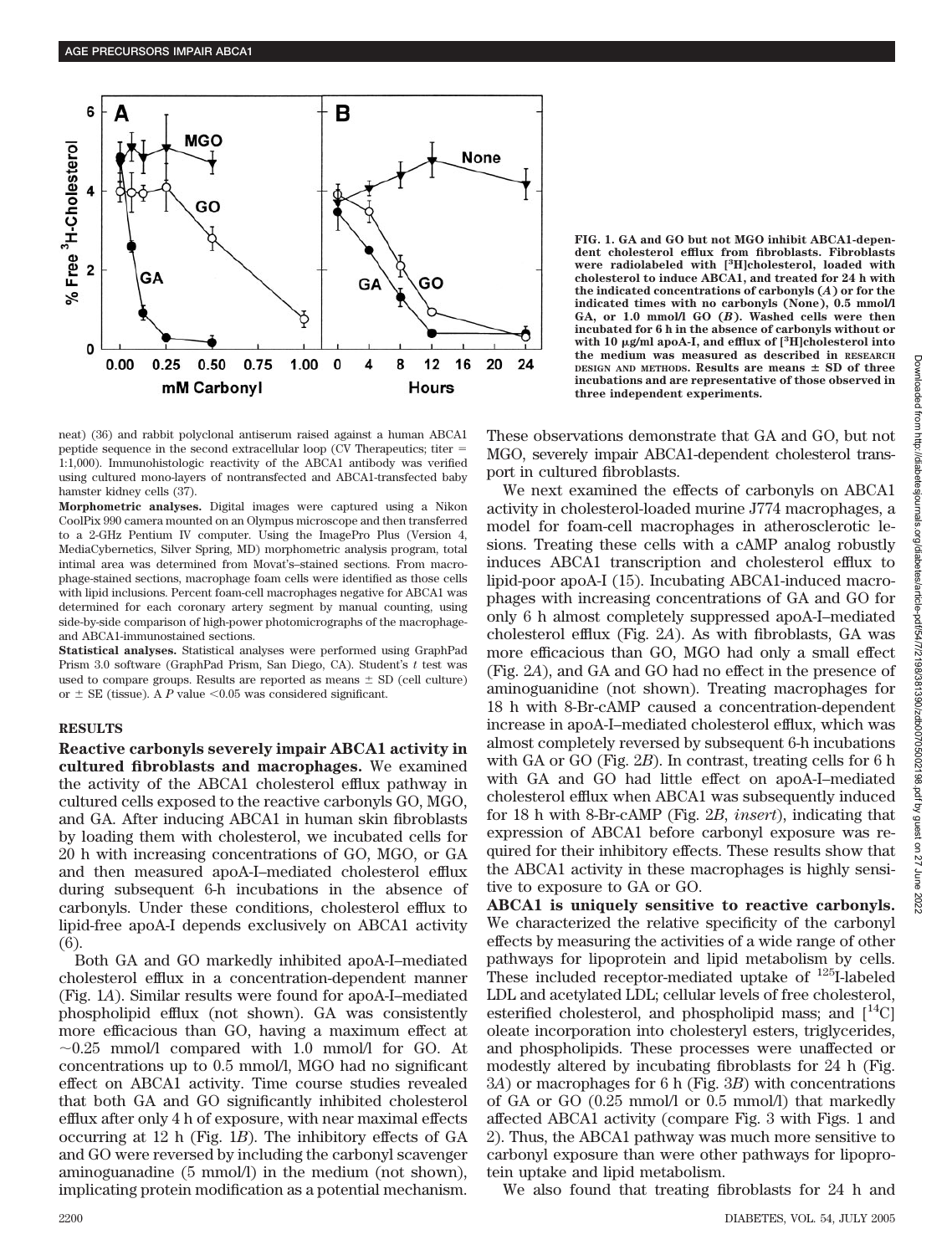FIG. 1. GA and GO but not MGO inhibit ABCA1-dependent cholesterol efflux from fibroblasts. Fibroblasts were radiolabeled with [$^{3}$H]cholesterol, loaded with cholesterol to induce ABCA1, and treated for 24 h with the indicated concentrations of carbonyls (*A*) or for the indicated times with no carbonyls (None), 0.5 mmol/l GA, or 1.0 mmol/l GO (*B*). Washed cells were then incubated for 6 h in the absence of carbonyls without or with 10 μg/ml apoA-I, and efflux of [$^{3}$H]cholesterol into the medium was measured as described in RESEARCH DESIGN AND METHODS. Results are means ± SD of three incubations and are representative of those observed in three independent experiments.

neat) (36) and rabbit polyclonal antiserum raised against a human ABCA1 peptide sequence in the second extracellular loop (CV Therapeutics; titer = 1:1,000). Immunohistologic reactivity of the ABCA1 antibody was verified using cultured mono-layers of nontransfected and ABCA1-transfected baby hamster kidney cells (37).

**Morphometric analyses.** Digital images were captured using a Nikon CoolPix 990 camera mounted on an Olympus microscope and then transferred to a 2-GHz Pentium IV computer. Using the ImagePro Plus (Version 4, MediaCybernetics, Silver Spring, MD) morphometric analysis program, total intimal area was determined from Movat's–stained sections. From macrophage-stained sections, macrophage foam cells were identified as those cells with lipid inclusions. Percent foam-cell macrophages negative for ABCA1 was determined for each coronary artery segment by manual counting, using side-by-side comparison of high-power photomicrographs of the macrophage- and ABCA1-immunostained sections.

**Statistical analyses.** Statistical analyses were performed using GraphPad Prism 3.0 software (GraphPad Prism, San Diego, CA). Student's *t* test was used to compare groups. Results are reported as means ± SD (cell culture) or ± SE (tissue). A *P* value <0.05 was considered significant.

## RESULTS

**Reactive carbonyls severely impair ABCA1 activity in cultured fibroblasts and macrophages.** We examined the activity of the ABCA1 cholesterol efflux pathway in cultured cells exposed to the reactive carbonyls GO, MGO, and GA. After inducing ABCA1 in human skin fibroblasts by loading them with cholesterol, we incubated cells for 20 h with increasing concentrations of GO, MGO, or GA and then measured apoA-I–mediated cholesterol efflux during subsequent 6-h incubations in the absence of carbonyls. Under these conditions, cholesterol efflux to lipid-free apoA-I depends exclusively on ABCA1 activity (6).

Both GA and GO markedly inhibited apoA-I–mediated cholesterol efflux in a concentration-dependent manner (Fig. 1*A*). Similar results were found for apoA-I–mediated phospholipid efflux (not shown). GA was consistently more efficacious than GO, having a maximum effect at ~0.25 mmol/l compared with 1.0 mmol/l for GO. At concentrations up to 0.5 mmol/l, MGO had no significant effect on ABCA1 activity. Time course studies revealed that both GA and GO significantly inhibited cholesterol efflux after only 4 h of exposure, with near maximal effects occurring at 12 h (Fig. 1*B*). The inhibitory effects of GA and GO were reversed by including the carbonyl scavenger aminoguanadine (5 mmol/l) in the medium (not shown), implicating protein modification as a potential mechanism. These observations demonstrate that GA and GO, but not MGO, severely impair ABCA1-dependent cholesterol transport in cultured fibroblasts.

We next examined the effects of carbonyls on ABCA1 activity in cholesterol-loaded murine J774 macrophages, a model for foam-cell macrophages in atherosclerotic lesions. Treating these cells with a cAMP analog robustly induces ABCA1 transcription and cholesterol efflux to lipid-poor apoA-I (15). Incubating ABCA1-induced macrophages with increasing concentrations of GA and GO for only 6 h almost completely suppressed apoA-I–mediated cholesterol efflux (Fig. 2*A*). As with fibroblasts, GA was more efficacious than GO, MGO had only a small effect (Fig. 2*A*), and GA and GO had no effect in the presence of aminoguanidine (not shown). Treating macrophages for 18 h with 8-Br-cAMP caused a concentration-dependent increase in apoA-I–mediated cholesterol efflux, which was almost completely reversed by subsequent 6-h incubations with GA or GO (Fig. 2*B*). In contrast, treating cells for 6 h with GA and GO had little effect on apoA-I–mediated cholesterol efflux when ABCA1 was subsequently induced for 18 h with 8-Br-cAMP (Fig. 2*B*, *insert*), indicating that expression of ABCA1 before carbonyl exposure was required for their inhibitory effects. These results show that the ABCA1 activity in these macrophages is highly sensitive to exposure to GA or GO.

**ABCA1 is uniquely sensitive to reactive carbonyls.** We characterized the relative specificity of the carbonyl effects by measuring the activities of a wide range of other pathways for lipoprotein and lipid metabolism by cells. These included receptor-mediated uptake of $^{125}$I-labeled LDL and acetylated LDL; cellular levels of free cholesterol, esterified cholesterol, and phospholipid mass; and [$^{14}$C] oleate incorporation into cholesteryl esters, triglycerides, and phospholipids. These processes were unaffected or modestly altered by incubating fibroblasts for 24 h (Fig. 3*A*) or macrophages for 6 h (Fig. 3*B*) with concentrations of GA or GO (0.25 mmol/l or 0.5 mmol/l) that markedly affected ABCA1 activity (compare Fig. 3 with Figs. 1 and 2). Thus, the ABCA1 pathway was much more sensitive to carbonyl exposure than were other pathways for lipoprotein uptake and lipid metabolism.

We also found that treating fibroblasts for 24 h and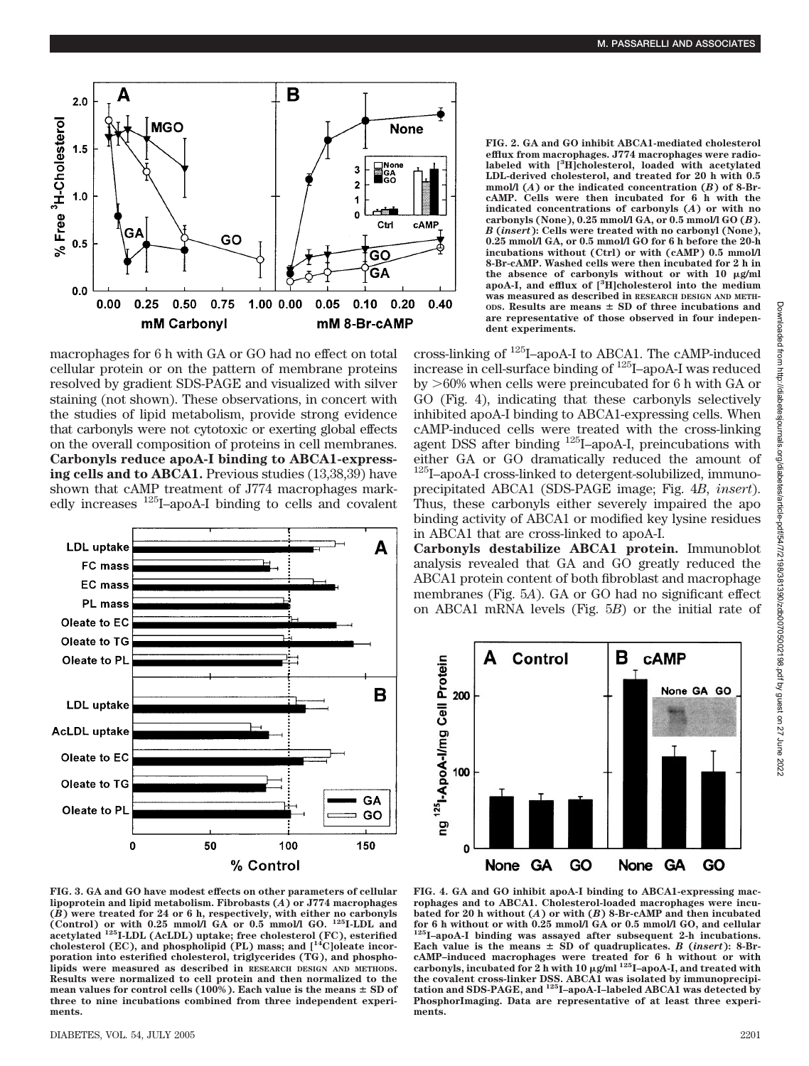FIG. 2. GA and GO inhibit ABCA1-mediated cholesterol efflux from macrophages. J774 macrophages were radiolabeled with [$^3$H]cholesterol, loaded with acetylated LDL-derived cholesterol, and treated for 20 h with 0.5 mmol/l (*A*) or the indicated concentration (*B*) of 8-Br-cAMP. Cells were then incubated for 6 h with the indicated concentrations of carbonyls (*A*) or with no carbonyls (None), 0.25 mmol/l GA, or 0.5 mmol/l GO (*B*). *B* (*insert*): Cells were treated with no carbonyl (None), 0.25 mmol/l GA, or 0.5 mmol/l GO for 6 h before the 20-h incubations without (Ctrl) or with (cAMP) 0.5 mmol/l 8-Br-cAMP. Washed cells were then incubated for 2 h in the absence of carbonyls without or with 10 μg/ml apoA-I, and efflux of [$^3$H]cholesterol into the medium was measured as described in RESEARCH DESIGN AND METHODS. Results are means ± SD of three incubations and are representative of those observed in four independent experiments.

macrophages for 6 h with GA or GO had no effect on total cellular protein or on the pattern of membrane proteins resolved by gradient SDS-PAGE and visualized with silver staining (not shown). These observations, in concert with the studies of lipid metabolism, provide strong evidence that carbonyls were not cytotoxic or exerting global effects on the overall composition of proteins in cell membranes.

**Carbonyls reduce apoA-I binding to ABCA1-expressing cells and to ABCA1.** Previous studies (13,38,39) have shown that cAMP treatment of J774 macrophages markedly increases $^{125}$I–apoA-I binding to cells and covalent cross-linking of $^{125}$I–apoA-I to ABCA1. The cAMP-induced increase in cell-surface binding of $^{125}$I–apoA-I was reduced by >60% when cells were preincubated for 6 h with GA or GO (Fig. 4), indicating that these carbonyls selectively inhibited apoA-I binding to ABCA1-expressing cells. When cAMP-induced cells were treated with the cross-linking agent DSS after binding $^{125}$I–apoA-I, preincubations with either GA or GO dramatically reduced the amount of $^{125}$I–apoA-I cross-linked to detergent-solubilized, immunoprecipitated ABCA1 (SDS-PAGE image; Fig. 4*B*, *insert*). Thus, these carbonyls either severely impaired the apo binding activity of ABCA1 or modified key lysine residues in ABCA1 that are cross-linked to apoA-I.

**Carbonyls destabilize ABCA1 protein.** Immunoblot analysis revealed that GA and GO greatly reduced the ABCA1 protein content of both fibroblast and macrophage membranes (Fig. 5*A*). GA or GO had no significant effect on ABCA1 mRNA levels (Fig. 5*B*) or the initial rate of

FIG. 3. GA and GO have modest effects on other parameters of cellular lipoprotein and lipid metabolism. Fibroblasts (*A*) or J774 macrophages (*B*) were treated for 24 or 6 h, respectively, with either no carbonyls (Control) or with 0.25 mmol/l GA or 0.5 mmol/l GO. $^{125}$I-LDL and acetylated $^{125}$I-LDL (AcLDL) uptake; free cholesterol (FC), esterified cholesterol (EC), and phospholipid (PL) mass; and [$^{14}$C]oleate incorporation into esterified cholesterol, triglycerides (TG), and phospholipids were measured as described in RESEARCH DESIGN AND METHODS. Results were normalized to cell protein and then normalized to the mean values for control cells (100%). Each value is the means ± SD of three to nine incubations combined from three independent experiments.

FIG. 4. GA and GO inhibit apoA-I binding to ABCA1-expressing macrophages and to ABCA1. Cholesterol-loaded macrophages were incubated for 20 h without (*A*) or with (*B*) 8-Br-cAMP and then incubated for 6 h without or with 0.25 mmol/l GA or 0.5 mmol/l GO, and cellular $^{125}$I–apoA-I binding was assayed after subsequent 2-h incubations. Each value is the means ± SD of quadruplicates. *B* (*insert*): 8-Br-cAMP–induced macrophages were treated for 6 h without or with carbonyls, incubated for 2 h with 10 μg/ml $^{125}$I–apoA-I, and treated with the covalent cross-linker DSS. ABCA1 was isolated by immunoprecipitation and SDS-PAGE, and $^{125}$I–apoA-I–labeled ABCA1 was detected by PhosphorImaging. Data are representative of at least three experiments.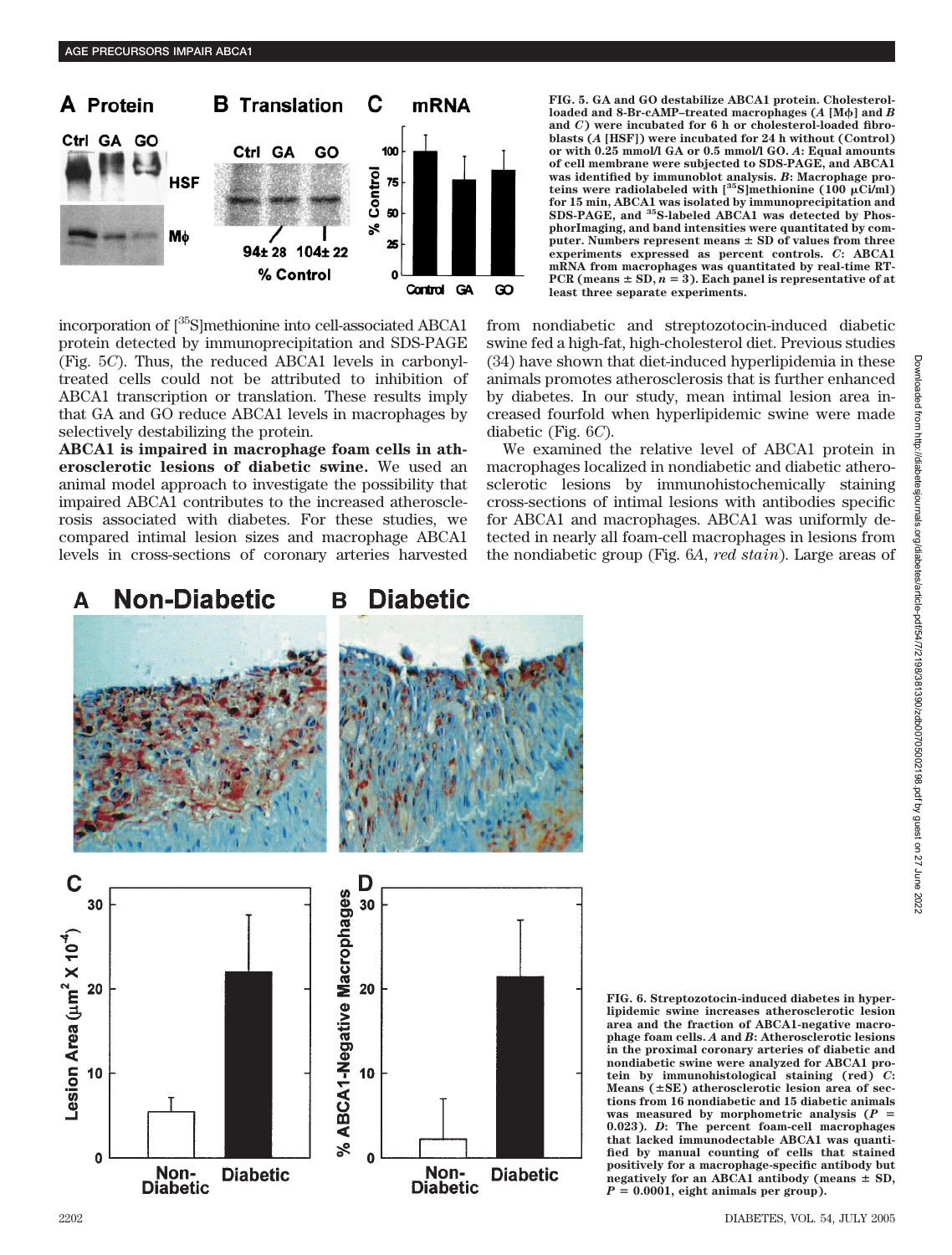FIG. 5. GA and GO destabilize ABCA1 protein. Cholesterol-loaded and 8-Br-cAMP–treated macrophages (*A* [Mϕ] and *B* and *C*) were incubated for 6 h or cholesterol-loaded fibroblasts (*A* [HSF]) were incubated for 24 h without (Control) or with 0.25 mmol/l GA or 0.5 mmol/l GO. *A*: Equal amounts of cell membrane were subjected to SDS-PAGE, and ABCA1 was identified by immunoblot analysis. *B*: Macrophage proteins were radiolabeled with [$^{35}$S]methionine (100 μCi/ml) for 15 min, ABCA1 was isolated by immunoprecipitation and SDS-PAGE, and $^{35}$S-labeled ABCA1 was detected by PhosphorImaging, and band intensities were quantitated by computer. Numbers represent means ± SD of values from three experiments expressed as percent controls. *C*: ABCA1 mRNA from macrophages was quantitated by real-time RT-PCR (means ± SD, *n* = 3). Each panel is representative of at least three separate experiments.

incorporation of [$^{35}$S]methionine into cell-associated ABCA1 protein detected by immunoprecipitation and SDS-PAGE (Fig. 5*C*). Thus, the reduced ABCA1 levels in carbonyl-treated cells could not be attributed to inhibition of ABCA1 transcription or translation. These results imply that GA and GO reduce ABCA1 levels in macrophages by selectively destabilizing the protein.

**ABCA1 is impaired in macrophage foam cells in atherosclerotic lesions of diabetic swine.** We used an animal model approach to investigate the possibility that impaired ABCA1 contributes to the increased atherosclerosis associated with diabetes. For these studies, we compared intimal lesion sizes and macrophage ABCA1 levels in cross-sections of coronary arteries harvested from nondiabetic and streptozotocin-induced diabetic swine fed a high-fat, high-cholesterol diet. Previous studies (34) have shown that diet-induced hyperlipidemia in these animals promotes atherosclerosis that is further enhanced by diabetes. In our study, mean intimal lesion area increased fourfold when hyperlipidemic swine were made diabetic (Fig. 6*C*).

We examined the relative level of ABCA1 protein in macrophages localized in nondiabetic and diabetic atherosclerotic lesions by immunohistochemically staining cross-sections of intimal lesions with antibodies specific for ABCA1 and macrophages. ABCA1 was uniformly detected in nearly all foam-cell macrophages in lesions from the nondiabetic group (Fig. 6*A*, *red stain*). Large areas of

FIG. 6. Streptozotocin-induced diabetes in hyperlipidemic swine increases atherosclerotic lesion area and the fraction of ABCA1-negative macrophage foam cells. *A* and *B*: Atherosclerotic lesions in the proximal coronary arteries of diabetic and nondiabetic swine were analyzed for ABCA1 protein by immunohistological staining (red) *C*: Means (±SE) atherosclerotic lesion area of sections from 16 nondiabetic and 15 diabetic animals was measured by morphometric analysis (*P* = 0.023). *D*: The percent foam-cell macrophages that lacked immunodectable ABCA1 was quantified by manual counting of cells that stained positively for a macrophage-specific antibody but negatively for an ABCA1 antibody (means ± SD, *P* = 0.0001, eight animals per group).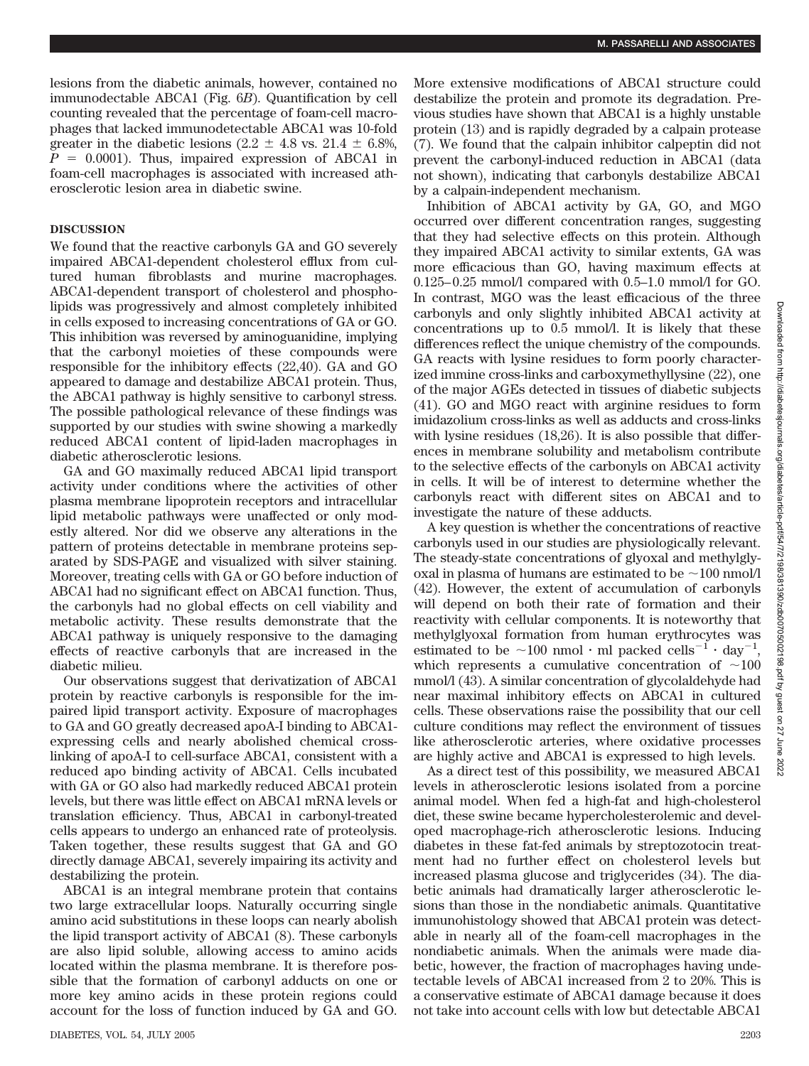lesions from the diabetic animals, however, contained no immunodetectable ABCA1 (Fig. 6*B*). Quantification by cell counting revealed that the percentage of foam-cell macrophages that lacked immunodetectable ABCA1 was 10-fold greater in the diabetic lesions ($2.2 \pm 4.8$ vs. $21.4 \pm 6.8\%$, $P = 0.0001$). Thus, impaired expression of ABCA1 in foam-cell macrophages is associated with increased atherosclerotic lesion area in diabetic swine.

## DISCUSSION

We found that the reactive carbonyls GA and GO severely impaired ABCA1-dependent cholesterol efflux from cultured human fibroblasts and murine macrophages. ABCA1-dependent transport of cholesterol and phospholipids was progressively and almost completely inhibited in cells exposed to increasing concentrations of GA or GO. This inhibition was reversed by aminoguanidine, implying that the carbonyl moieties of these compounds were responsible for the inhibitory effects (22,40). GA and GO appeared to damage and destabilize ABCA1 protein. Thus, the ABCA1 pathway is highly sensitive to carbonyl stress. The possible pathological relevance of these findings was supported by our studies with swine showing a markedly reduced ABCA1 content of lipid-laden macrophages in diabetic atherosclerotic lesions.

GA and GO maximally reduced ABCA1 lipid transport activity under conditions where the activities of other plasma membrane lipoprotein receptors and intracellular lipid metabolic pathways were unaffected or only modestly altered. Nor did we observe any alterations in the pattern of proteins detectable in membrane proteins separated by SDS-PAGE and visualized with silver staining. Moreover, treating cells with GA or GO before induction of ABCA1 had no significant effect on ABCA1 function. Thus, the carbonyls had no global effects on cell viability and metabolic activity. These results demonstrate that the ABCA1 pathway is uniquely responsive to the damaging effects of reactive carbonyls that are increased in the diabetic milieu.

Our observations suggest that derivatization of ABCA1 protein by reactive carbonyls is responsible for the impaired lipid transport activity. Exposure of macrophages to GA and GO greatly decreased apoA-I binding to ABCA1-expressing cells and nearly abolished chemical cross-linking of apoA-I to cell-surface ABCA1, consistent with a reduced apo binding activity of ABCA1. Cells incubated with GA or GO also had markedly reduced ABCA1 protein levels, but there was little effect on ABCA1 mRNA levels or translation efficiency. Thus, ABCA1 in carbonyl-treated cells appears to undergo an enhanced rate of proteolysis. Taken together, these results suggest that GA and GO directly damage ABCA1, severely impairing its activity and destabilizing the protein.

ABCA1 is an integral membrane protein that contains two large extracellular loops. Naturally occurring single amino acid substitutions in these loops can nearly abolish the lipid transport activity of ABCA1 (8). These carbonyls are also lipid soluble, allowing access to amino acids located within the plasma membrane. It is therefore possible that the formation of carbonyl adducts on one or more key amino acids in these protein regions could account for the loss of function induced by GA and GO. More extensive modifications of ABCA1 structure could destabilize the protein and promote its degradation. Previous studies have shown that ABCA1 is a highly unstable protein (13) and is rapidly degraded by a calpain protease (7). We found that the calpain inhibitor calpeptin did not prevent the carbonyl-induced reduction in ABCA1 (data not shown), indicating that carbonyls destabilize ABCA1 by a calpain-independent mechanism.

Inhibition of ABCA1 activity by GA, GO, and MGO occurred over different concentration ranges, suggesting that they had selective effects on this protein. Although they impaired ABCA1 activity to similar extents, GA was more efficacious than GO, having maximum effects at 0.125–0.25 mmol/l compared with 0.5–1.0 mmol/l for GO. In contrast, MGO was the least efficacious of the three carbonyls and only slightly inhibited ABCA1 activity at concentrations up to 0.5 mmol/l. It is likely that these differences reflect the unique chemistry of the compounds. GA reacts with lysine residues to form poorly characterized immine cross-links and carboxymethyllysine (22), one of the major AGEs detected in tissues of diabetic subjects (41). GO and MGO react with arginine residues to form imidazolium cross-links as well as adducts and cross-links with lysine residues (18,26). It is also possible that differences in membrane solubility and metabolism contribute to the selective effects of the carbonyls on ABCA1 activity in cells. It will be of interest to determine whether the carbonyls react with different sites on ABCA1 and to investigate the nature of these adducts.

A key question is whether the concentrations of reactive carbonyls used in our studies are physiologically relevant. The steady-state concentrations of glyoxal and methylglyoxal in plasma of humans are estimated to be ~100 nmol/l (42). However, the extent of accumulation of carbonyls will depend on both their rate of formation and their reactivity with cellular components. It is noteworthy that methylglyoxal formation from human erythrocytes was estimated to be ~100 nmol · ml packed cells$^{-1}$ · day$^{-1}$, which represents a cumulative concentration of ~100 mmol/l (43). A similar concentration of glycolaldehyde had near maximal inhibitory effects on ABCA1 in cultured cells. These observations raise the possibility that our cell culture conditions may reflect the environment of tissues like atherosclerotic arteries, where oxidative processes are highly active and ABCA1 is expressed to high levels.

As a direct test of this possibility, we measured ABCA1 levels in atherosclerotic lesions isolated from a porcine animal model. When fed a high-fat and high-cholesterol diet, these swine became hypercholesterolemic and developed macrophage-rich atherosclerotic lesions. Inducing diabetes in these fat-fed animals by streptozotocin treatment had no further effect on cholesterol levels but increased plasma glucose and triglycerides (34). The diabetic animals had dramatically larger atherosclerotic lesions than those in the nondiabetic animals. Quantitative immunohistology showed that ABCA1 protein was detectable in nearly all of the foam-cell macrophages in the nondiabetic animals. When the animals were made diabetic, however, the fraction of macrophages having undetectable levels of ABCA1 increased from 2 to 20%. This is a conservative estimate of ABCA1 damage because it does not take into account cells with low but detectable ABCA1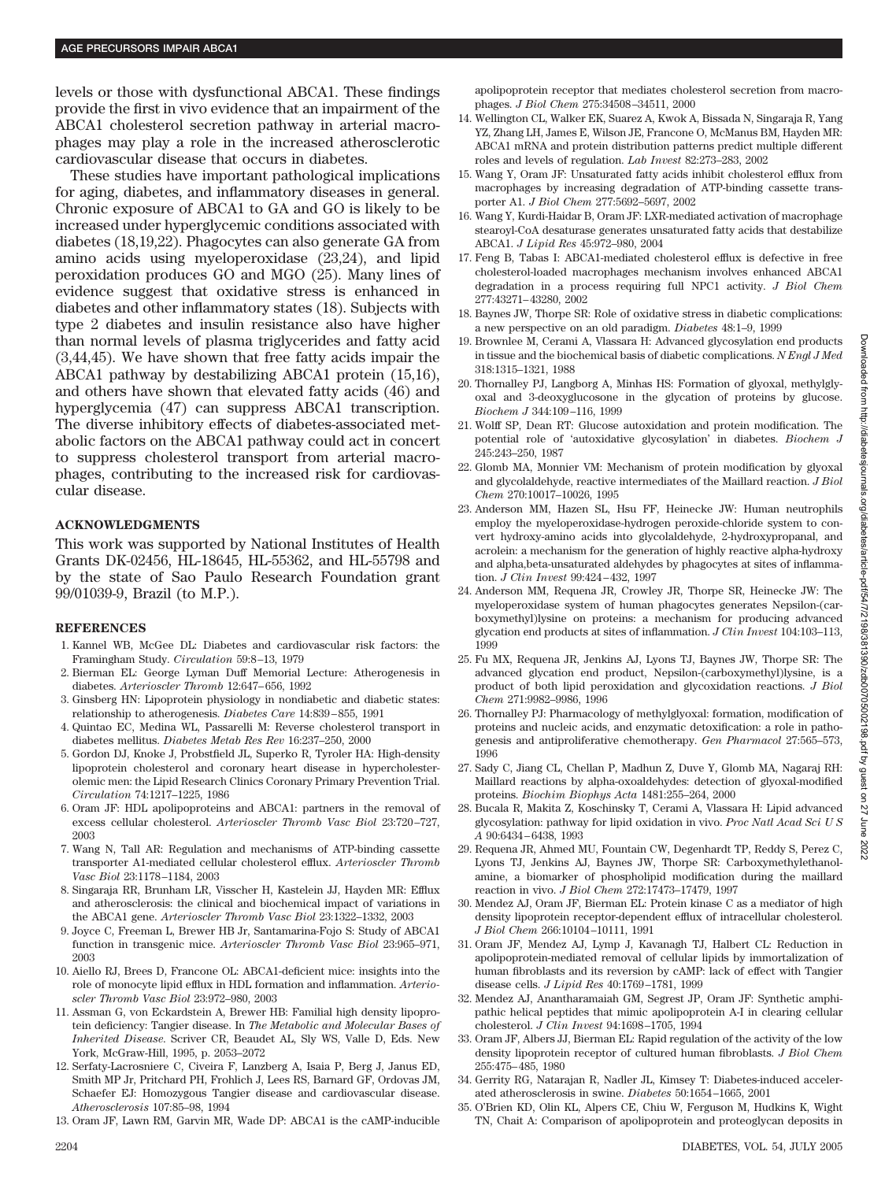levels or those with dysfunctional ABCA1. These findings provide the first in vivo evidence that an impairment of the ABCA1 cholesterol secretion pathway in arterial macrophages may play a role in the increased atherosclerotic cardiovascular disease that occurs in diabetes.

These studies have important pathological implications for aging, diabetes, and inflammatory diseases in general. Chronic exposure of ABCA1 to GA and GO is likely to be increased under hyperglycemic conditions associated with diabetes (18,19,22). Phagocytes can also generate GA from amino acids using myeloperoxidase (23,24), and lipid peroxidation produces GO and MGO (25). Many lines of evidence suggest that oxidative stress is enhanced in diabetes and other inflammatory states (18). Subjects with type 2 diabetes and insulin resistance also have higher than normal levels of plasma triglycerides and fatty acid (3,44,45). We have shown that free fatty acids impair the ABCA1 pathway by destabilizing ABCA1 protein (15,16), and others have shown that elevated fatty acids (46) and hyperglycemia (47) can suppress ABCA1 transcription. The diverse inhibitory effects of diabetes-associated metabolic factors on the ABCA1 pathway could act in concert to suppress cholesterol transport from arterial macrophages, contributing to the increased risk for cardiovascular disease.

## ACKNOWLEDGMENTS

This work was supported by National Institutes of Health Grants DK-02456, HL-18645, HL-55362, and HL-55798 and by the state of Sao Paulo Research Foundation grant 99/01039-9, Brazil (to M.P.).

## REFERENCES

1. Kannel WB, McGee DL: Diabetes and cardiovascular risk factors: the Framingham Study. *Circulation* 59:8–13, 1979
2. Bierman EL: George Lyman Duff Memorial Lecture: Atherogenesis in diabetes. *Arterioscler Thromb* 12:647–656, 1992
3. Ginsberg HN: Lipoprotein physiology in nondiabetic and diabetic states: relationship to atherogenesis. *Diabetes Care* 14:839–855, 1991
4. Quintao EC, Medina WL, Passarelli M: Reverse cholesterol transport in diabetes mellitus. *Diabetes Metab Res Rev* 16:237–250, 2000
5. Gordon DJ, Knoke J, Probstfield JL, Superko R, Tyroler HA: High-density lipoprotein cholesterol and coronary heart disease in hypercholesterolemic men: the Lipid Research Clinics Coronary Primary Prevention Trial. *Circulation* 74:1217–1225, 1986
6. Oram JF: HDL apolipoproteins and ABCA1: partners in the removal of excess cellular cholesterol. *Arterioscler Thromb Vasc Biol* 23:720–727, 2003
7. Wang N, Tall AR: Regulation and mechanisms of ATP-binding cassette transporter A1-mediated cellular cholesterol efflux. *Arterioscler Thromb Vasc Biol* 23:1178–1184, 2003
8. Singaraja RR, Brunham LR, Visscher H, Kastelein JJ, Hayden MR: Efflux and atherosclerosis: the clinical and biochemical impact of variations in the ABCA1 gene. *Arterioscler Thromb Vasc Biol* 23:1322–1332, 2003
9. Joyce C, Freeman L, Brewer HB Jr, Santamarina-Fojo S: Study of ABCA1 function in transgenic mice. *Arterioscler Thromb Vasc Biol* 23:965–971, 2003
10. Aiello RJ, Brees D, Francone OL: ABCA1-deficient mice: insights into the role of monocyte lipid efflux in HDL formation and inflammation. *Arterioscler Thromb Vasc Biol* 23:972–980, 2003
11. Assman G, von Eckardstein A, Brewer HB: Familial high density lipoprotein deficiency: Tangier disease. In *The Metabolic and Molecular Bases of Inherited Disease*. Scriver CR, Beaudet AL, Sly WS, Valle D, Eds. New York, McGraw-Hill, 1995, p. 2053–2072
12. Serfaty-Lacrosniere C, Civeira F, Lanzberg A, Isaia P, Berg J, Janus ED, Smith MP Jr, Pritchard PH, Frohlich J, Lees RS, Barnard GF, Ordovas JM, Schaefer EJ: Homozygous Tangier disease and cardiovascular disease. *Atherosclerosis* 107:85–98, 1994
13. Oram JF, Lawn RM, Garvin MR, Wade DP: ABCA1 is the cAMP-inducible apolipoprotein receptor that mediates cholesterol secretion from macrophages. *J Biol Chem* 275:34508–34511, 2000
14. Wellington CL, Walker EK, Suarez A, Kwok A, Bissada N, Singaraja R, Yang YZ, Zhang LH, James E, Wilson JE, Francone O, McManus BM, Hayden MR: ABCA1 mRNA and protein distribution patterns predict multiple different roles and levels of regulation. *Lab Invest* 82:273–283, 2002
15. Wang Y, Oram JF: Unsaturated fatty acids inhibit cholesterol efflux from macrophages by increasing degradation of ATP-binding cassette transporter A1. *J Biol Chem* 277:5692–5697, 2002
16. Wang Y, Kurdi-Haidar B, Oram JF: LXR-mediated activation of macrophage stearoyl-CoA desaturase generates unsaturated fatty acids that destabilize ABCA1. *J Lipid Res* 45:972–980, 2004
17. Feng B, Tabas I: ABCA1-mediated cholesterol efflux is defective in free cholesterol-loaded macrophages mechanism involves enhanced ABCA1 degradation in a process requiring full NPC1 activity. *J Biol Chem* 277:43271–43280, 2002
18. Baynes JW, Thorpe SR: Role of oxidative stress in diabetic complications: a new perspective on an old paradigm. *Diabetes* 48:1–9, 1999
19. Brownlee M, Cerami A, Vlassara H: Advanced glycosylation end products in tissue and the biochemical basis of diabetic complications. *N Engl J Med* 318:1315–1321, 1988
20. Thornalley PJ, Langborg A, Minhas HS: Formation of glyoxal, methylglyoxal and 3-deoxyglucosone in the glycation of proteins by glucose. *Biochem J* 344:109–116, 1999
21. Wolff SP, Dean RT: Glucose autoxidation and protein modification. The potential role of 'autoxidative glycosylation' in diabetes. *Biochem J* 245:243–250, 1987
22. Glomb MA, Monnier VM: Mechanism of protein modification by glyoxal and glycolaldehyde, reactive intermediates of the Maillard reaction. *J Biol Chem* 270:10017–10026, 1995
23. Anderson MM, Hazen SL, Hsu FF, Heinecke JW: Human neutrophils employ the myeloperoxidase-hydrogen peroxide-chloride system to convert hydroxy-amino acids into glycolaldehyde, 2-hydroxypropanal, and acrolein: a mechanism for the generation of highly reactive alpha-hydroxy and alpha,beta-unsaturated aldehydes by phagocytes at sites of inflammation. *J Clin Invest* 99:424–432, 1997
24. Anderson MM, Requena JR, Crowley JR, Thorpe SR, Heinecke JW: The myeloperoxidase system of human phagocytes generates Nepsilon-(carboxymethyl)lysine on proteins: a mechanism for producing advanced glycation end products at sites of inflammation. *J Clin Invest* 104:103–113, 1999
25. Fu MX, Requena JR, Jenkins AJ, Lyons TJ, Baynes JW, Thorpe SR: The advanced glycation end product, Nepsilon-(carboxymethyl)lysine, is a product of both lipid peroxidation and glycoxidation reactions. *J Biol Chem* 271:9982–9986, 1996
26. Thornalley PJ: Pharmacology of methylglyoxal: formation, modification of proteins and nucleic acids, and enzymatic detoxification: a role in pathogenesis and antiproliferative chemotherapy. *Gen Pharmacol* 27:565–573, 1996
27. Sady C, Jiang CL, Chellan P, Madhun Z, Duve Y, Glomb MA, Nagaraj RH: Maillard reactions by alpha-oxoaldehydes: detection of glyoxal-modified proteins. *Biochim Biophys Acta* 1481:255–264, 2000
28. Bucala R, Makita Z, Koschinsky T, Cerami A, Vlassara H: Lipid advanced glycosylation: pathway for lipid oxidation in vivo. *Proc Natl Acad Sci U S A* 90:6434–6438, 1993
29. Requena JR, Ahmed MU, Fountain CW, Degenhardt TP, Reddy S, Perez C, Lyons TJ, Jenkins AJ, Baynes JW, Thorpe SR: Carboxymethylethanolamine, a biomarker of phospholipid modification during the maillard reaction in vivo. *J Biol Chem* 272:17473–17479, 1997
30. Mendez AJ, Oram JF, Bierman EL: Protein kinase C as a mediator of high density lipoprotein receptor-dependent efflux of intracellular cholesterol. *J Biol Chem* 266:10104–10111, 1991
31. Oram JF, Mendez AJ, Lymp J, Kavanagh TJ, Halbert CL: Reduction in apolipoprotein-mediated removal of cellular lipids by immortalization of human fibroblasts and its reversion by cAMP: lack of effect with Tangier disease cells. *J Lipid Res* 40:1769–1781, 1999
32. Mendez AJ, Anantharamaiah GM, Segrest JP, Oram JF: Synthetic amphipathic helical peptides that mimic apolipoprotein A-I in clearing cellular cholesterol. *J Clin Invest* 94:1698–1705, 1994
33. Oram JF, Albers JJ, Bierman EL: Rapid regulation of the activity of the low density lipoprotein receptor of cultured human fibroblasts. *J Biol Chem* 255:475–485, 1980
34. Gerrity RG, Natarajan R, Nadler JL, Kimsey T: Diabetes-induced accelerated atherosclerosis in swine. *Diabetes* 50:1654–1665, 2001
35. O'Brien KD, Olin KL, Alpers CE, Chiu W, Ferguson M, Hudkins K, Wight TN, Chait A: Comparison of apolipoprotein and proteoglycan deposits in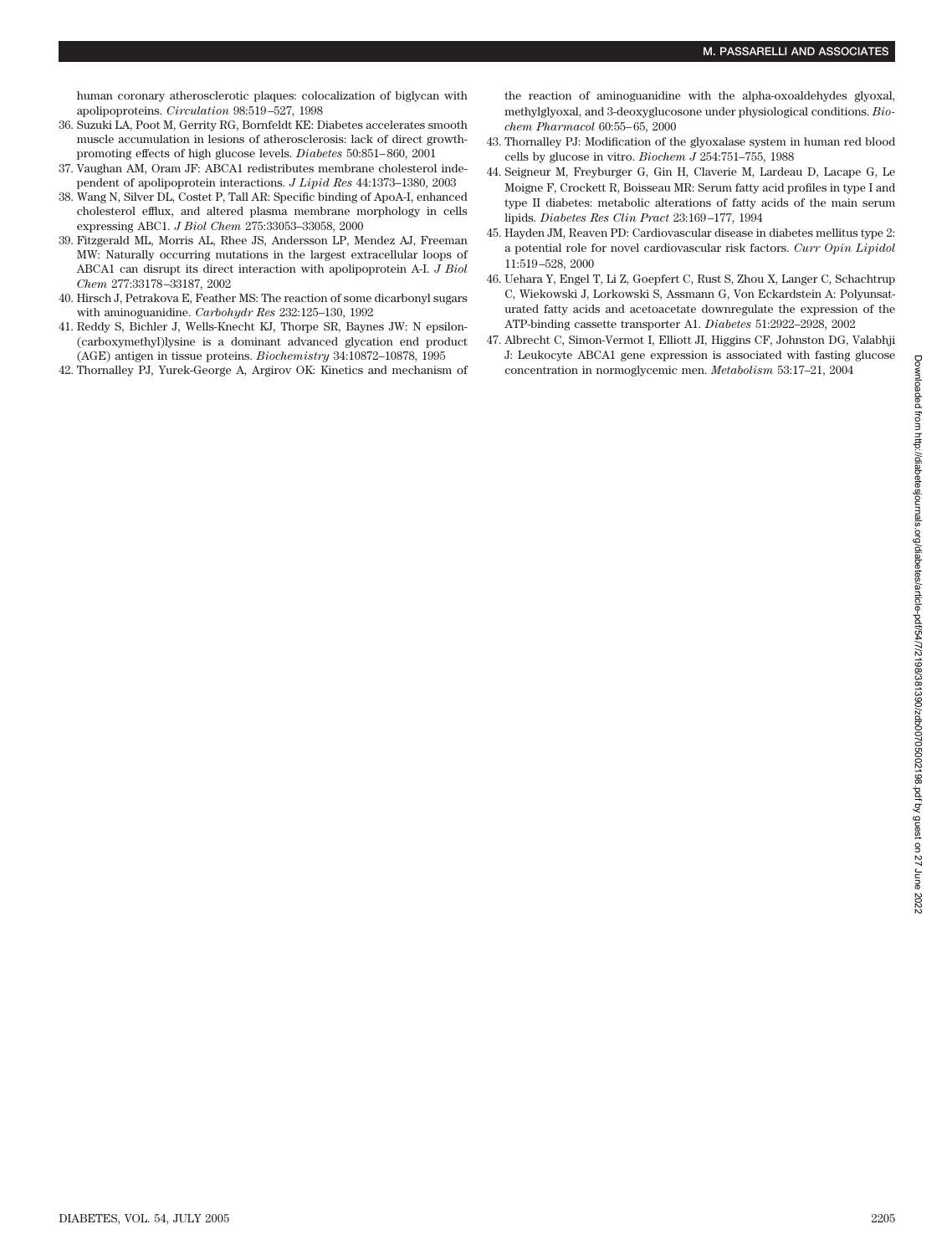human coronary atherosclerotic plaques: colocalization of biglycan with apolipoproteins. *Circulation* 98:519–527, 1998

36. Suzuki LA, Poot M, Gerrity RG, Bornfeldt KE: Diabetes accelerates smooth muscle accumulation in lesions of atherosclerosis: lack of direct growth-promoting effects of high glucose levels. *Diabetes* 50:851–860, 2001
37. Vaughan AM, Oram JF: ABCA1 redistributes membrane cholesterol independent of apolipoprotein interactions. *J Lipid Res* 44:1373–1380, 2003
38. Wang N, Silver DL, Costet P, Tall AR: Specific binding of ApoA-I, enhanced cholesterol efflux, and altered plasma membrane morphology in cells expressing ABC1. *J Biol Chem* 275:33053–33058, 2000
39. Fitzgerald ML, Morris AL, Rhee JS, Andersson LP, Mendez AJ, Freeman MW: Naturally occurring mutations in the largest extracellular loops of ABCA1 can disrupt its direct interaction with apolipoprotein A-I. *J Biol Chem* 277:33178–33187, 2002
40. Hirsch J, Petrakova E, Feather MS: The reaction of some dicarbonyl sugars with aminoguanidine. *Carbohydr Res* 232:125–130, 1992
41. Reddy S, Bichler J, Wells-Knecht KJ, Thorpe SR, Baynes JW: N epsilon-(carboxymethyl)lysine is a dominant advanced glycation end product (AGE) antigen in tissue proteins. *Biochemistry* 34:10872–10878, 1995
42. Thornalley PJ, Yurek-George A, Argirov OK: Kinetics and mechanism of the reaction of aminoguanidine with the alpha-oxoaldehydes glyoxal, methylglyoxal, and 3-deoxyglucosone under physiological conditions. *Biochem Pharmacol* 60:55–65, 2000
43. Thornalley PJ: Modification of the glyoxalase system in human red blood cells by glucose in vitro. *Biochem J* 254:751–755, 1988
44. Seigneur M, Freyburger G, Gin H, Claverie M, Lardeau D, Lacape G, Le Moigne F, Crockett R, Boisseau MR: Serum fatty acid profiles in type I and type II diabetes: metabolic alterations of fatty acids of the main serum lipids. *Diabetes Res Clin Pract* 23:169–177, 1994
45. Hayden JM, Reaven PD: Cardiovascular disease in diabetes mellitus type 2: a potential role for novel cardiovascular risk factors. *Curr Opin Lipidol* 11:519–528, 2000
46. Uehara Y, Engel T, Li Z, Goepfert C, Rust S, Zhou X, Langer C, Schachtrup C, Wiekowski J, Lorkowski S, Assmann G, Von Eckardstein A: Polyunsaturated fatty acids and acetoacetate downregulate the expression of the ATP-binding cassette transporter A1. *Diabetes* 51:2922–2928, 2002
47. Albrecht C, Simon-Vermot I, Elliott JI, Higgins CF, Johnston DG, Valabhji J: Leukocyte ABCA1 gene expression is associated with fasting glucose concentration in normoglycemic men. *Metabolism* 53:17–21, 2004